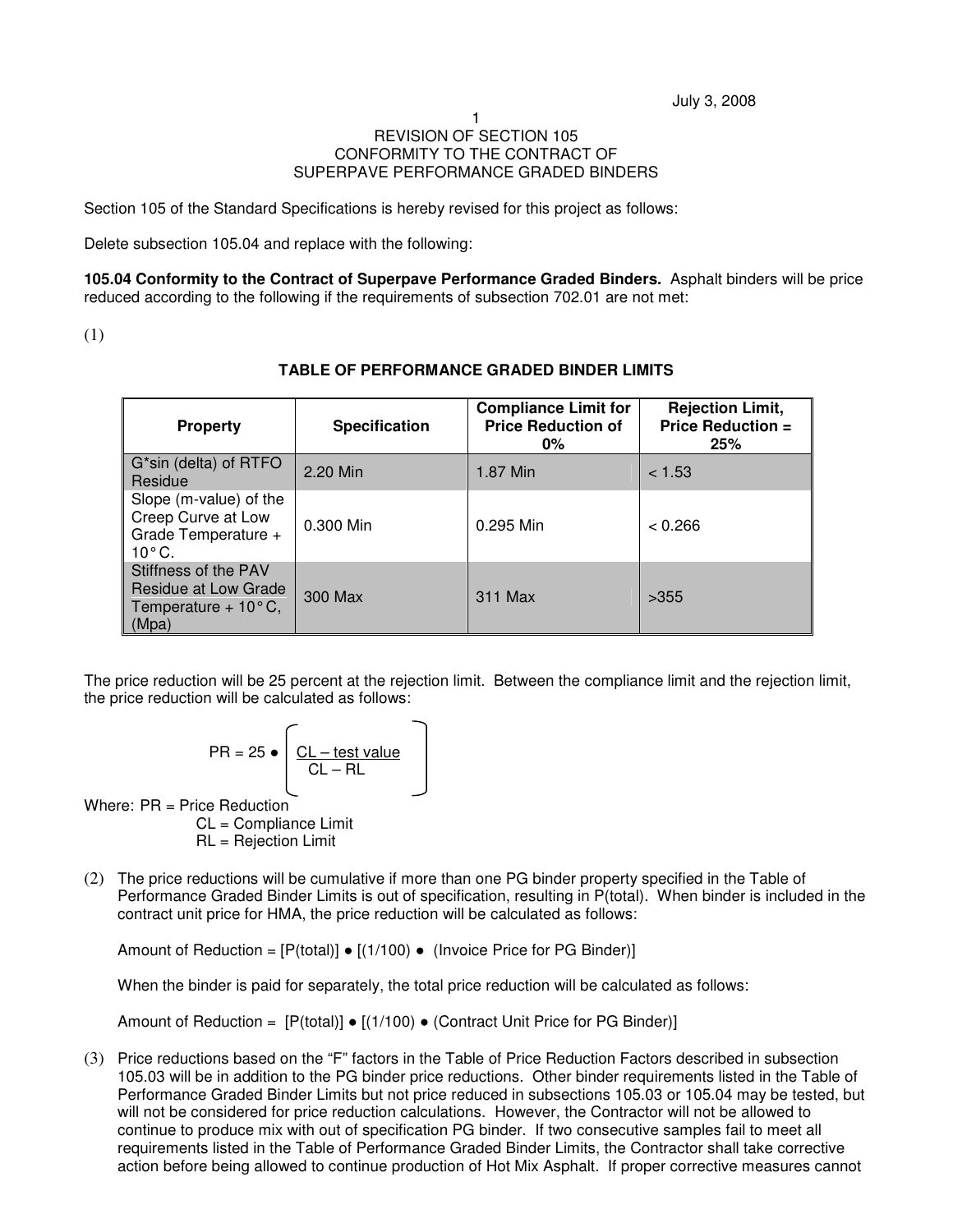July 3, 2008

# REVISION OF SECTION 105
## CONFORMITY TO THE CONTRACT OF SUPERPAVE PERFORMANCE GRADED BINDERS

Section 105 of the Standard Specifications is hereby revised for this project as follows:

Delete subsection 105.04 and replace with the following:

**105.04 Conformity to the Contract of Superpave Performance Graded Binders.** Asphalt binders will be price reduced according to the following if the requirements of subsection 702.01 are not met:

(1)

**TABLE OF PERFORMANCE GRADED BINDER LIMITS**

| Property | Specification | Compliance Limit for Price Reduction of 0% | Rejection Limit, Price Reduction = 25% |
|---|---|---|---|
| G*sin (delta) of RTFO Residue | 2.20 Min | 1.87 Min | < 1.53 |
| Slope (m-value) of the Creep Curve at Low Grade Temperature + 10°C. | 0.300 Min | 0.295 Min | < 0.266 |
| Stiffness of the PAV Residue at Low Grade Temperature + 10°C, (Mpa) | 300 Max | 311 Max | >355 |

The price reduction will be 25 percent at the rejection limit. Between the compliance limit and the rejection limit, the price reduction will be calculated as follows:

$$PR = 25 \bullet \left[ \frac{CL - \text{test value}}{CL - RL} \right]$$

Where: PR = Price Reduction
CL = Compliance Limit
RL = Rejection Limit

(2) The price reductions will be cumulative if more than one PG binder property specified in the Table of Performance Graded Binder Limits is out of specification, resulting in P(total). When binder is included in the contract unit price for HMA, the price reduction will be calculated as follows:

Amount of Reduction = [P(total)] ● [(1/100) ● (Invoice Price for PG Binder)]

When the binder is paid for separately, the total price reduction will be calculated as follows:

Amount of Reduction = [P(total)] ● [(1/100) ● (Contract Unit Price for PG Binder)]

(3) Price reductions based on the "F" factors in the Table of Price Reduction Factors described in subsection 105.03 will be in addition to the PG binder price reductions. Other binder requirements listed in the Table of Performance Graded Binder Limits but not price reduced in subsections 105.03 or 105.04 may be tested, but will not be considered for price reduction calculations. However, the Contractor will not be allowed to continue to produce mix with out of specification PG binder. If two consecutive samples fail to meet all requirements listed in the Table of Performance Graded Binder Limits, the Contractor shall take corrective action before being allowed to continue production of Hot Mix Asphalt. If proper corrective measures cannot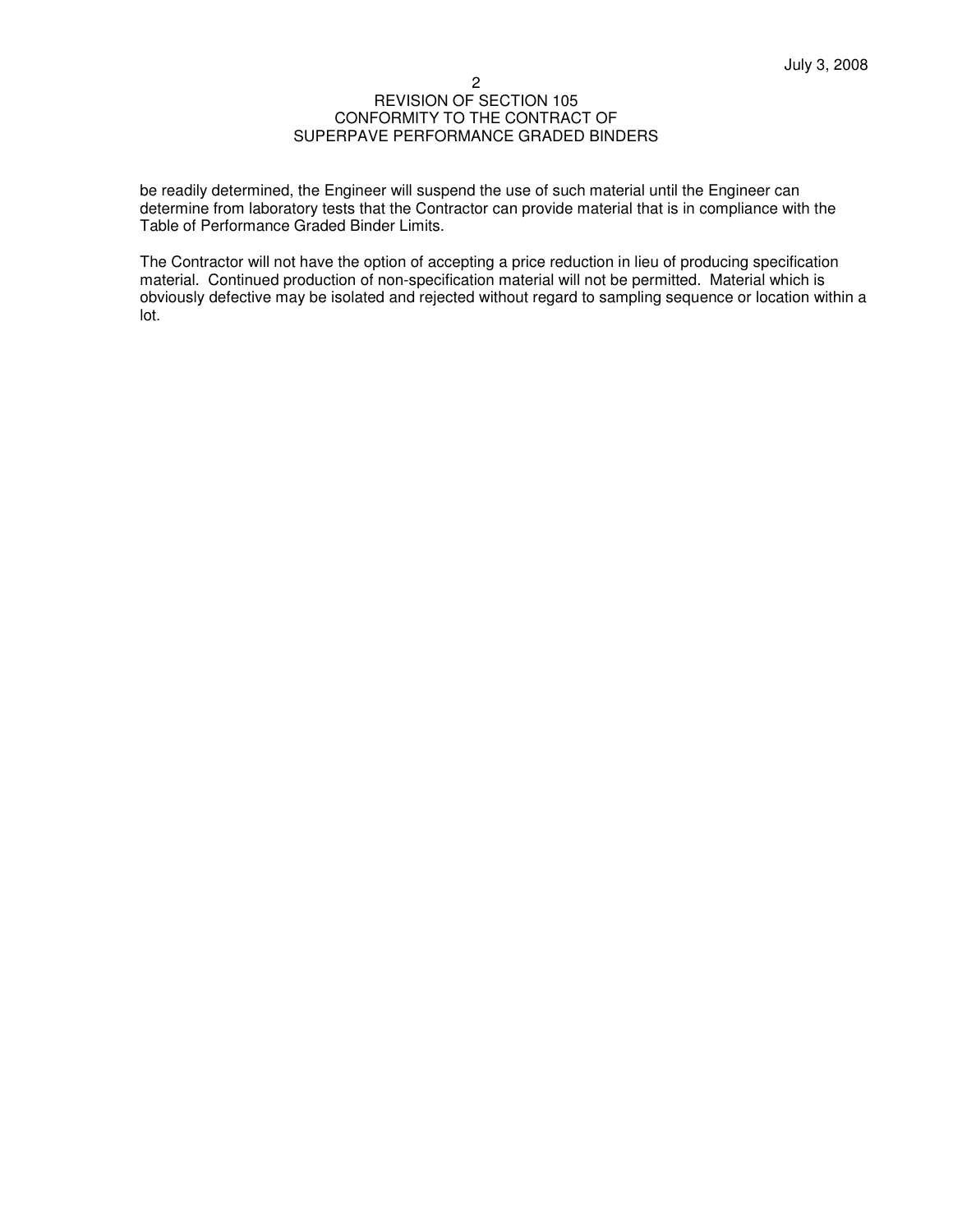be readily determined, the Engineer will suspend the use of such material until the Engineer can determine from laboratory tests that the Contractor can provide material that is in compliance with the Table of Performance Graded Binder Limits.

The Contractor will not have the option of accepting a price reduction in lieu of producing specification material. Continued production of non-specification material will not be permitted. Material which is obviously defective may be isolated and rejected without regard to sampling sequence or location within a lot.